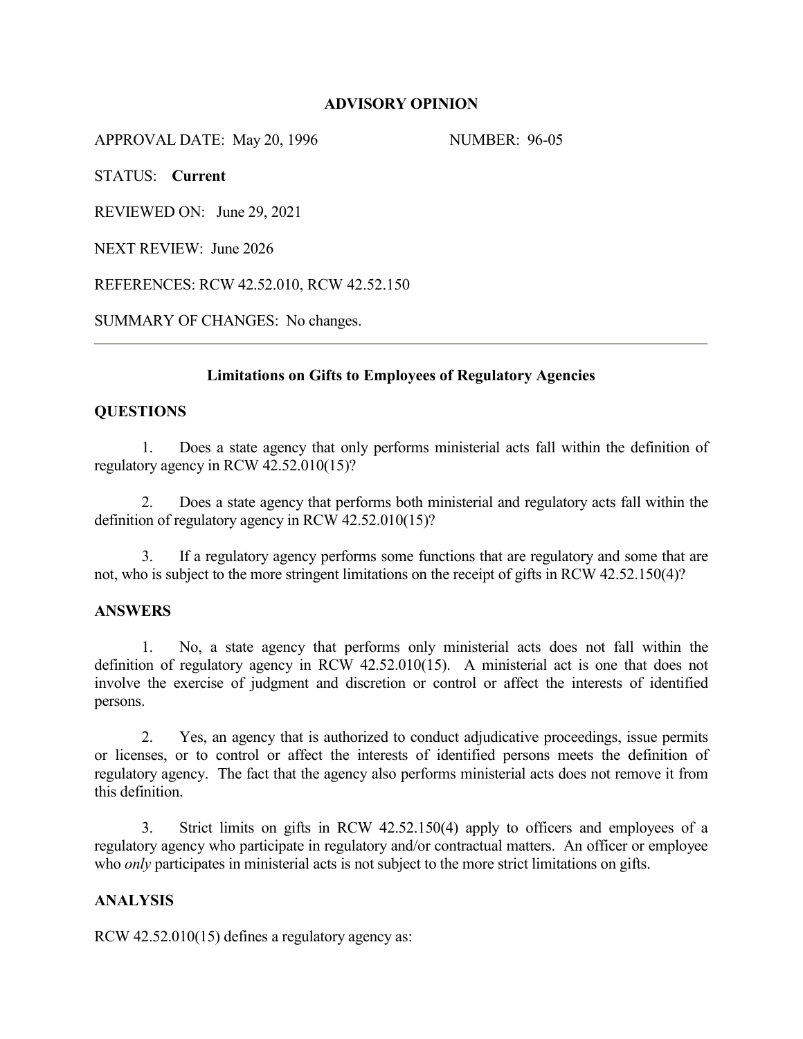# ADVISORY OPINION

APPROVAL DATE: May 20, 1996 NUMBER: 96-05

STATUS: **Current**

REVIEWED ON: June 29, 2021

NEXT REVIEW: June 2026

REFERENCES: RCW 42.52.010, RCW 42.52.150

SUMMARY OF CHANGES: No changes.

---

## Limitations on Gifts to Employees of Regulatory Agencies

### QUESTIONS

1. Does a state agency that only performs ministerial acts fall within the definition of regulatory agency in RCW 42.52.010(15)?

2. Does a state agency that performs both ministerial and regulatory acts fall within the definition of regulatory agency in RCW 42.52.010(15)?

3. If a regulatory agency performs some functions that are regulatory and some that are not, who is subject to the more stringent limitations on the receipt of gifts in RCW 42.52.150(4)?

### ANSWERS

1. No, a state agency that performs only ministerial acts does not fall within the definition of regulatory agency in RCW 42.52.010(15). A ministerial act is one that does not involve the exercise of judgment and discretion or control or affect the interests of identified persons.

2. Yes, an agency that is authorized to conduct adjudicative proceedings, issue permits or licenses, or to control or affect the interests of identified persons meets the definition of regulatory agency. The fact that the agency also performs ministerial acts does not remove it from this definition.

3. Strict limits on gifts in RCW 42.52.150(4) apply to officers and employees of a regulatory agency who participate in regulatory and/or contractual matters. An officer or employee who *only* participates in ministerial acts is not subject to the more strict limitations on gifts.

### ANALYSIS

RCW 42.52.010(15) defines a regulatory agency as: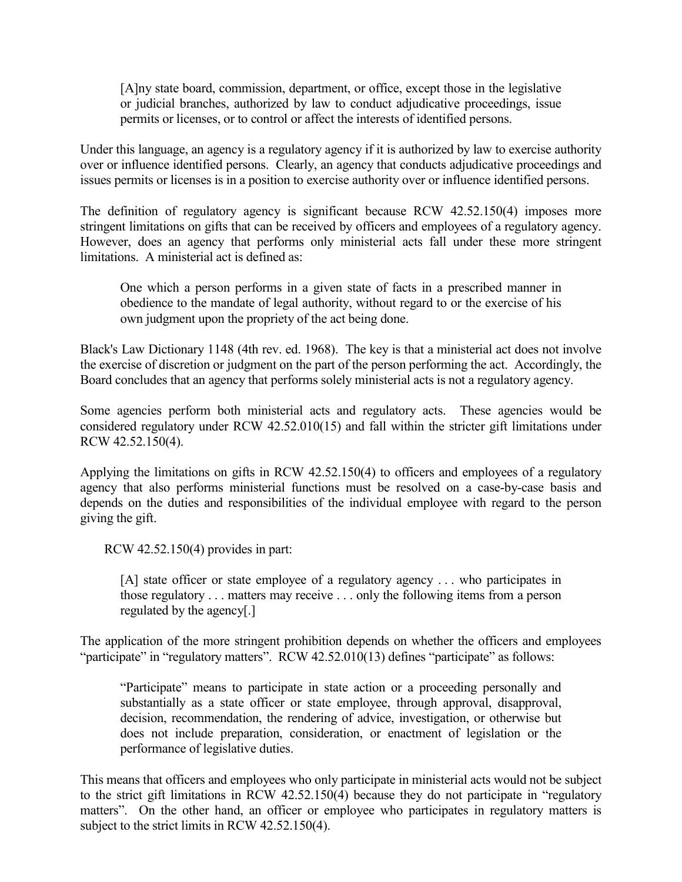> [A]ny state board, commission, department, or office, except those in the legislative or judicial branches, authorized by law to conduct adjudicative proceedings, issue permits or licenses, or to control or affect the interests of identified persons.

Under this language, an agency is a regulatory agency if it is authorized by law to exercise authority over or influence identified persons. Clearly, an agency that conducts adjudicative proceedings and issues permits or licenses is in a position to exercise authority over or influence identified persons.

The definition of regulatory agency is significant because RCW 42.52.150(4) imposes more stringent limitations on gifts that can be received by officers and employees of a regulatory agency. However, does an agency that performs only ministerial acts fall under these more stringent limitations. A ministerial act is defined as:

> One which a person performs in a given state of facts in a prescribed manner in obedience to the mandate of legal authority, without regard to or the exercise of his own judgment upon the propriety of the act being done.

Black's Law Dictionary 1148 (4th rev. ed. 1968). The key is that a ministerial act does not involve the exercise of discretion or judgment on the part of the person performing the act. Accordingly, the Board concludes that an agency that performs solely ministerial acts is not a regulatory agency.

Some agencies perform both ministerial acts and regulatory acts. These agencies would be considered regulatory under RCW 42.52.010(15) and fall within the stricter gift limitations under RCW 42.52.150(4).

Applying the limitations on gifts in RCW 42.52.150(4) to officers and employees of a regulatory agency that also performs ministerial functions must be resolved on a case-by-case basis and depends on the duties and responsibilities of the individual employee with regard to the person giving the gift.

RCW 42.52.150(4) provides in part:

> [A] state officer or state employee of a regulatory agency . . . who participates in those regulatory . . . matters may receive . . . only the following items from a person regulated by the agency[.]

The application of the more stringent prohibition depends on whether the officers and employees "participate" in "regulatory matters". RCW 42.52.010(13) defines "participate" as follows:

> "Participate" means to participate in state action or a proceeding personally and substantially as a state officer or state employee, through approval, disapproval, decision, recommendation, the rendering of advice, investigation, or otherwise but does not include preparation, consideration, or enactment of legislation or the performance of legislative duties.

This means that officers and employees who only participate in ministerial acts would not be subject to the strict gift limitations in RCW 42.52.150(4) because they do not participate in "regulatory matters". On the other hand, an officer or employee who participates in regulatory matters is subject to the strict limits in RCW 42.52.150(4).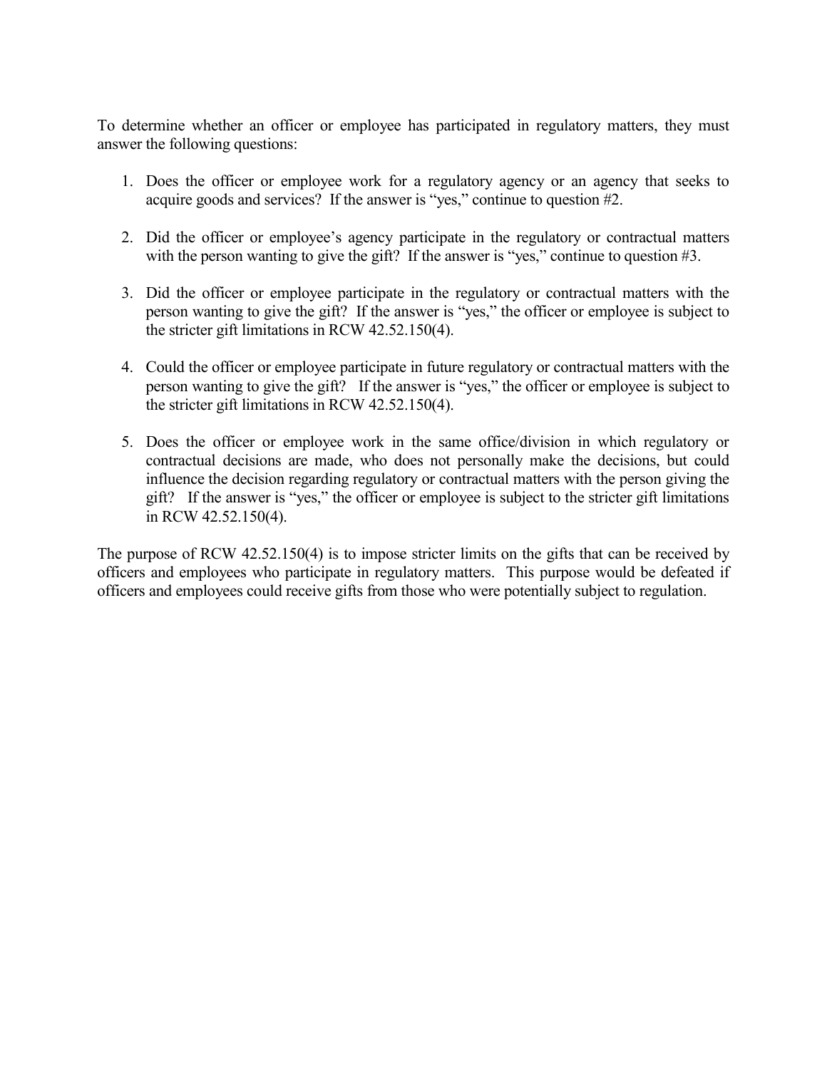To determine whether an officer or employee has participated in regulatory matters, they must answer the following questions:

1. Does the officer or employee work for a regulatory agency or an agency that seeks to acquire goods and services? If the answer is "yes," continue to question #2.

2. Did the officer or employee's agency participate in the regulatory or contractual matters with the person wanting to give the gift? If the answer is "yes," continue to question #3.

3. Did the officer or employee participate in the regulatory or contractual matters with the person wanting to give the gift? If the answer is "yes," the officer or employee is subject to the stricter gift limitations in RCW 42.52.150(4).

4. Could the officer or employee participate in future regulatory or contractual matters with the person wanting to give the gift? If the answer is "yes," the officer or employee is subject to the stricter gift limitations in RCW 42.52.150(4).

5. Does the officer or employee work in the same office/division in which regulatory or contractual decisions are made, who does not personally make the decisions, but could influence the decision regarding regulatory or contractual matters with the person giving the gift? If the answer is "yes," the officer or employee is subject to the stricter gift limitations in RCW 42.52.150(4).

The purpose of RCW 42.52.150(4) is to impose stricter limits on the gifts that can be received by officers and employees who participate in regulatory matters. This purpose would be defeated if officers and employees could receive gifts from those who were potentially subject to regulation.